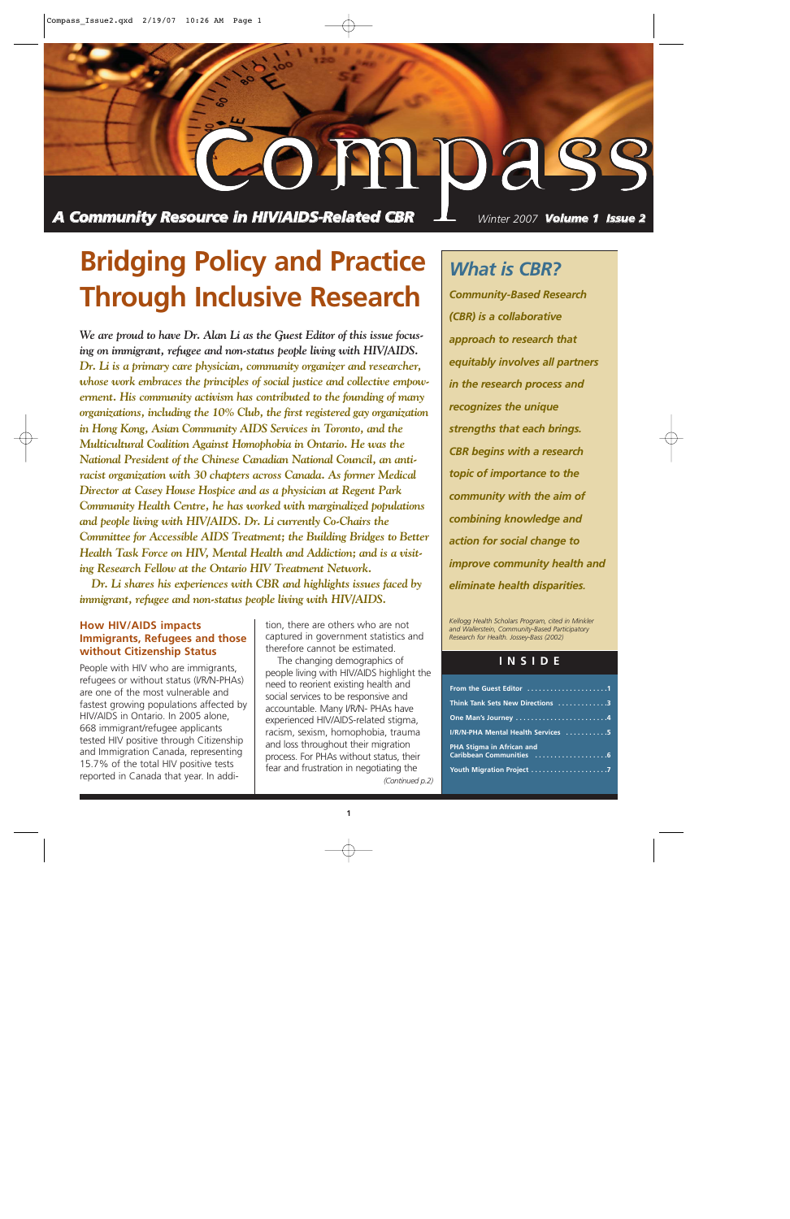# Compass

*A Community Resource in HIV/AIDS-Related CBR*

Winter 2007 **Volume 1 Issue 2**

# Bridging Policy and Practice Through Inclusive Research

*We are proud to have Dr. Alan Li as the Guest Editor of this issue focusing on immigrant, refugee and non-status people living with HIV/AIDS. Dr. Li is a primary care physician, community organizer and researcher, whose work embraces the principles of social justice and collective empowerment. His community activism has contributed to the founding of many organizations, including the 10% Club, the first registered gay organization in Hong Kong, Asian Community AIDS Services in Toronto, and the Multicultural Coalition Against Homophobia in Ontario. He was the National President of the Chinese Canadian National Council, an anti-racist organization with 30 chapters across Canada. As former Medical Director at Casey House Hospice and as a physician at Regent Park Community Health Centre, he has worked with marginalized populations and people living with HIV/AIDS. Dr. Li currently Co-Chairs the Committee for Accessible AIDS Treatment; the Building Bridges to Better Health Task Force on HIV, Mental Health and Addiction; and is a visiting Research Fellow at the Ontario HIV Treatment Network.*

*Dr. Li shares his experiences with CBR and highlights issues faced by immigrant, refugee and non-status people living with HIV/AIDS.*

### How HIV/AIDS impacts Immigrants, Refugees and those without Citizenship Status

People with HIV who are immigrants, refugees or without status (I/R/N-PHAs) are one of the most vulnerable and fastest growing populations affected by HIV/AIDS in Ontario. In 2005 alone, 668 immigrant/refugee applicants tested HIV positive through Citizenship and Immigration Canada, representing 15.7% of the total HIV positive tests reported in Canada that year. In addition, there are others who are not captured in government statistics and therefore cannot be estimated.

The changing demographics of people living with HIV/AIDS highlight the need to reorient existing health and social services to be responsive and accountable. Many I/R/N- PHAs have experienced HIV/AIDS-related stigma, racism, sexism, homophobia, trauma and loss throughout their migration process. For PHAs without status, their fear and frustration in negotiating the

*(Continued p.2)*

## What is CBR?

***Community-Based Research (CBR) is a collaborative approach to research that equitably involves all partners in the research process and recognizes the unique strengths that each brings. CBR begins with a research topic of importance to the community with the aim of combining knowledge and action for social change to improve community health and eliminate health disparities.***

*Kellogg Health Scholars Program, cited in Minkler and Wallerstein, Community-Based Participatory Research for Health. Jossey-Bass (2002)*

### INSIDE

- From the Guest Editor ....1
- Think Tank Sets New Directions ....3
- One Man's Journey ....4
- I/R/N-PHA Mental Health Services ....5
- PHA Stigma in African and Caribbean Communities ....6
- Youth Migration Project ....7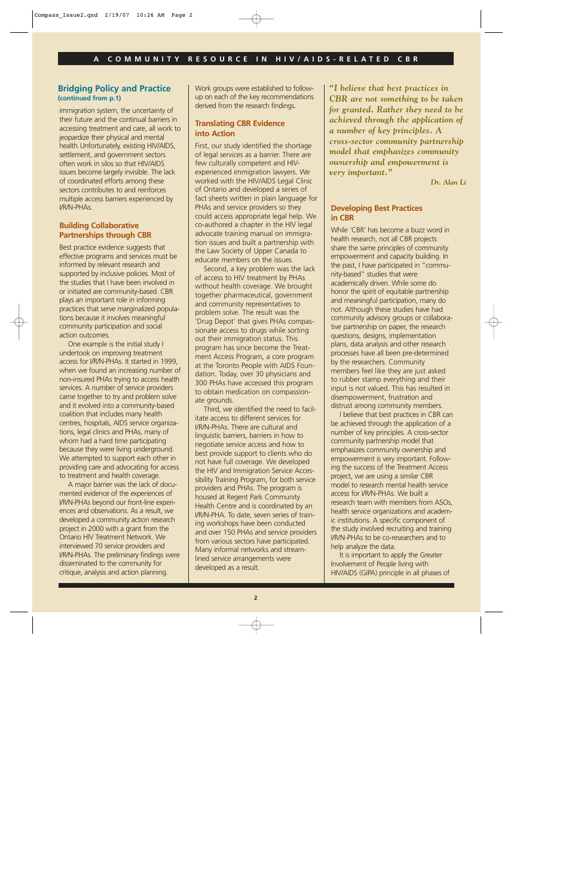## Bridging Policy and Practice

**(continued from p.1)**

immigration system, the uncertainty of their future and the continual barriers in accessing treatment and care, all work to jeopardize their physical and mental health. Unfortunately, existing HIV/AIDS, settlement, and government sectors often work in silos so that HIV/AIDS issues become largely invisible. The lack of coordinated efforts among these sectors contributes to and reinforces multiple access barriers experienced by I/R/N-PHAs.

## Building Collaborative Partnerships through CBR

Best practice evidence suggests that effective programs and services must be informed by relevant research and supported by inclusive policies. Most of the studies that I have been involved in or initiated are community-based. CBR plays an important role in informing practices that serve marginalized populations because it involves meaningful community participation and social action outcomes.

One example is the initial study I undertook on improving treatment access for I/R/N-PHAs. It started in 1999, when we found an increasing number of non-insured PHAs trying to access health services. A number of service providers came together to try and problem solve and it evolved into a community-based coalition that includes many health centres, hospitals, AIDS service organizations, legal clinics and PHAs, many of whom had a hard time participating because they were living underground. We attempted to support each other in providing care and advocating for access to treatment and health coverage.

A major barrier was the lack of documented evidence of the experiences of I/R/N-PHAs beyond our front-line experiences and observations. As a result, we developed a community action research project in 2000 with a grant from the Ontario HIV Treatment Network. We interviewed 70 service providers and I/R/N-PHAs. The preliminary findings were disseminated to the community for critique, analysis and action planning. Work groups were established to follow-up on each of the key recommendations derived from the research findings.

## Translating CBR Evidence into Action

First, our study identified the shortage of legal services as a barrier. There are few culturally competent and HIV-experienced immigration lawyers. We worked with the HIV/AIDS Legal Clinic of Ontario and developed a series of fact sheets written in plain language for PHAs and service providers so they could access appropriate legal help. We co-authored a chapter in the HIV legal advocate training manual on immigration issues and built a partnership with the Law Society of Upper Canada to educate members on the issues.

Second, a key problem was the lack of access to HIV treatment by PHAs without health coverage. We brought together pharmaceutical, government and community representatives to problem solve. The result was the 'Drug Depot' that gives PHAs compassionate access to drugs while sorting out their immigration status. This program has since become the Treatment Access Program, a core program at the Toronto People with AIDS Foundation. Today, over 30 physicians and 300 PHAs have accessed this program to obtain medication on compassionate grounds.

Third, we identified the need to facilitate access to different services for I/R/N-PHAs. There are cultural and linguistic barriers, barriers in how to negotiate service access and how to best provide support to clients who do not have full coverage. We developed the HIV and Immigration Service Accessibility Training Program, for both service providers and PHAs. The program is housed at Regent Park Community Health Centre and is coordinated by an I/R/N-PHA. To date, seven series of training workshops have been conducted and over 150 PHAs and service providers from various sectors have participated. Many informal networks and streamlined service arrangements were developed as a result.

> *"I believe that best practices in CBR are not something to be taken for granted. Rather they need to be achieved through the application of a number of key principles. A cross-sector community partnership model that emphasizes community ownership and empowerment is very important."*
>
> *Dr. Alan Li*

## Developing Best Practices in CBR

While 'CBR' has become a buzz word in health research, not all CBR projects share the same principles of community empowerment and capacity building. In the past, I have participated in "community-based" studies that were academically driven. While some do honor the spirit of equitable partnership and meaningful participation, many do not. Although these studies have had community advisory groups or collaborative partnership on paper, the research questions, designs, implementation plans, data analysis and other research processes have all been pre-determined by the researchers. Community members feel like they are just asked to rubber stamp everything and their input is not valued. This has resulted in disempowerment, frustration and distrust among community members.

I believe that best practices in CBR can be achieved through the application of a number of key principles. A cross-sector community partnership model that emphasizes community ownership and empowerment is very important. Following the success of the Treatment Access project, we are using a similar CBR model to research mental health service access for I/R/N-PHAs. We built a research team with members from ASOs, health service organizations and academic institutions. A specific component of the study involved recruiting and training I/R/N-PHAs to be co-researchers and to help analyze the data.

It is important to apply the Greater Involvement of People living with HIV/AIDS (GIPA) principle in all phases of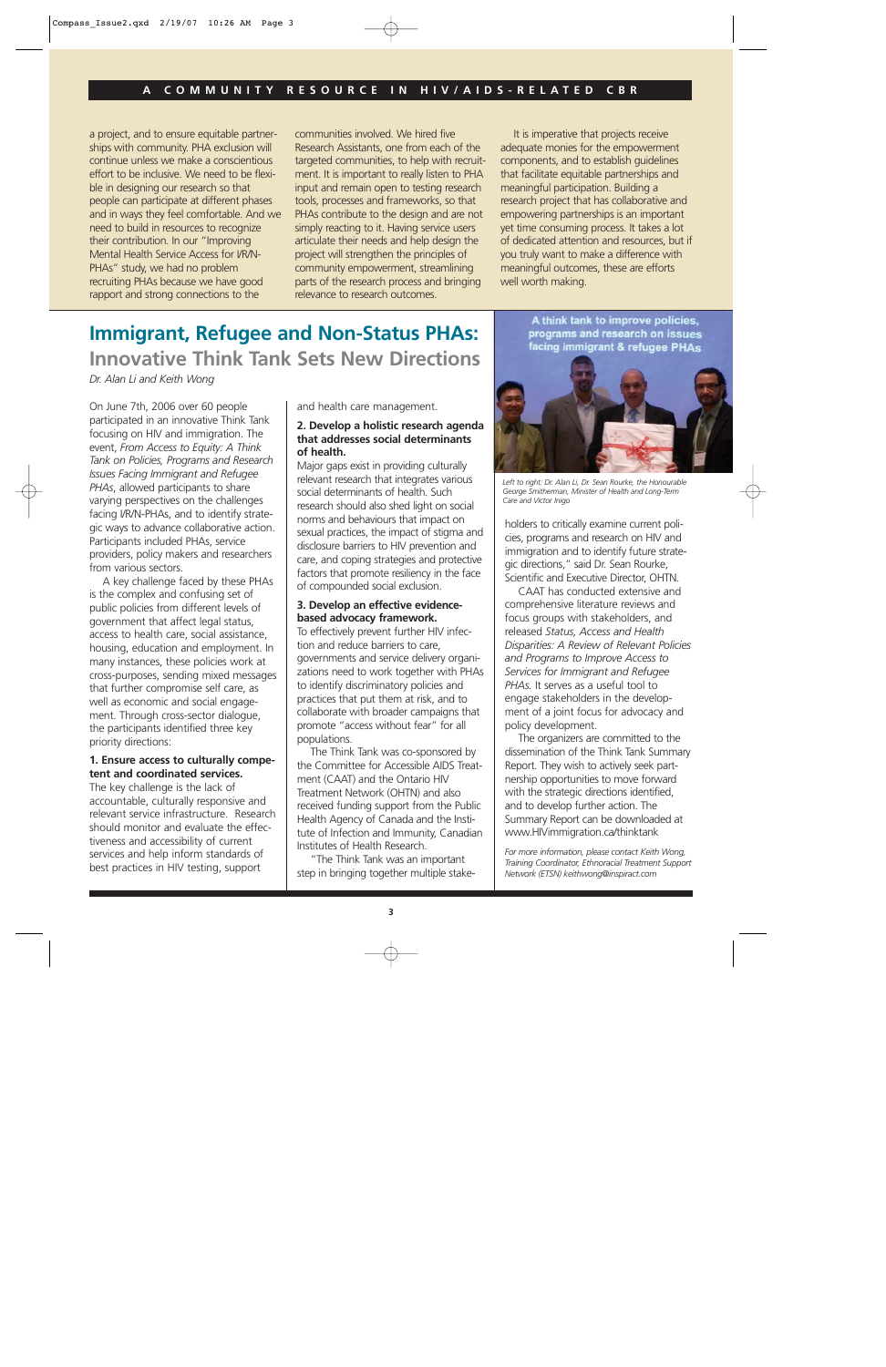a project, and to ensure equitable partnerships with community. PHA exclusion will continue unless we make a conscientious effort to be inclusive. We need to be flexible in designing our research so that people can participate at different phases and in ways they feel comfortable. And we need to build in resources to recognize their contribution. In our "Improving Mental Health Service Access for I/R/N-PHAs" study, we had no problem recruiting PHAs because we have good rapport and strong connections to the communities involved. We hired five Research Assistants, one from each of the targeted communities, to help with recruitment. It is important to really listen to PHA input and remain open to testing research tools, processes and frameworks, so that PHAs contribute to the design and are not simply reacting to it. Having service users articulate their needs and help design the project will strengthen the principles of community empowerment, streamlining parts of the research process and bringing relevance to research outcomes.

It is imperative that projects receive adequate monies for the empowerment components, and to establish guidelines that facilitate equitable partnerships and meaningful participation. Building a research project that has collaborative and empowering partnerships is an important yet time consuming process. It takes a lot of dedicated attention and resources, but if you truly want to make a difference with meaningful outcomes, these are efforts well worth making.

# Immigrant, Refugee and Non-Status PHAs:

## Innovative Think Tank Sets New Directions

*Dr. Alan Li and Keith Wong*

On June 7th, 2006 over 60 people participated in an innovative Think Tank focusing on HIV and immigration. The event, *From Access to Equity: A Think Tank on Policies, Programs and Research Issues Facing Immigrant and Refugee PHAs*, allowed participants to share varying perspectives on the challenges facing I/R/N-PHAs, and to identify strategic ways to advance collaborative action. Participants included PHAs, service providers, policy makers and researchers from various sectors.

A key challenge faced by these PHAs is the complex and confusing set of public policies from different levels of government that affect legal status, access to health care, social assistance, housing, education and employment. In many instances, these policies work at cross-purposes, sending mixed messages that further compromise self care, as well as economic and social engagement. Through cross-sector dialogue, the participants identified three key priority directions:

**1. Ensure access to culturally competent and coordinated services.**
The key challenge is the lack of accountable, culturally responsive and relevant service infrastructure. Research should monitor and evaluate the effectiveness and accessibility of current services and help inform standards of best practices in HIV testing, support and health care management.

**2. Develop a holistic research agenda that addresses social determinants of health.**
Major gaps exist in providing culturally relevant research that integrates various social determinants of health. Such research should also shed light on social norms and behaviours that impact on sexual practices, the impact of stigma and disclosure barriers to HIV prevention and care, and coping strategies and protective factors that promote resiliency in the face of compounded social exclusion.

**3. Develop an effective evidence-based advocacy framework.**
To effectively prevent further HIV infection and reduce barriers to care, governments and service delivery organizations need to work together with PHAs to identify discriminatory policies and practices that put them at risk, and to collaborate with broader campaigns that promote "access without fear" for all populations.

The Think Tank was co-sponsored by the Committee for Accessible AIDS Treatment (CAAT) and the Ontario HIV Treatment Network (OHTN) and also received funding support from the Public Health Agency of Canada and the Institute of Infection and Immunity, Canadian Institutes of Health Research.

"The Think Tank was an important step in bringing together multiple stakeholders to critically examine current policies, programs and research on HIV and immigration and to identify future strategic directions," said Dr. Sean Rourke, Scientific and Executive Director, OHTN.

*Left to right: Dr. Alan Li, Dr. Sean Rourke, the Honourable George Smitherman, Minister of Health and Long-Term Care and Victor Inigo*

CAAT has conducted extensive and comprehensive literature reviews and focus groups with stakeholders, and released *Status, Access and Health Disparities: A Review of Relevant Policies and Programs to Improve Access to Services for Immigrant and Refugee PHAs*. It serves as a useful tool to engage stakeholders in the development of a joint focus for advocacy and policy development.

The organizers are committed to the dissemination of the Think Tank Summary Report. They wish to actively seek partnership opportunities to move forward with the strategic directions identified, and to develop further action. The Summary Report can be downloaded at www.HIVimmigration.ca/thinktank

*For more information, please contact Keith Wong, Training Coordinator, Ethnoracial Treatment Support Network (ETSN) keithwong@inspiract.com*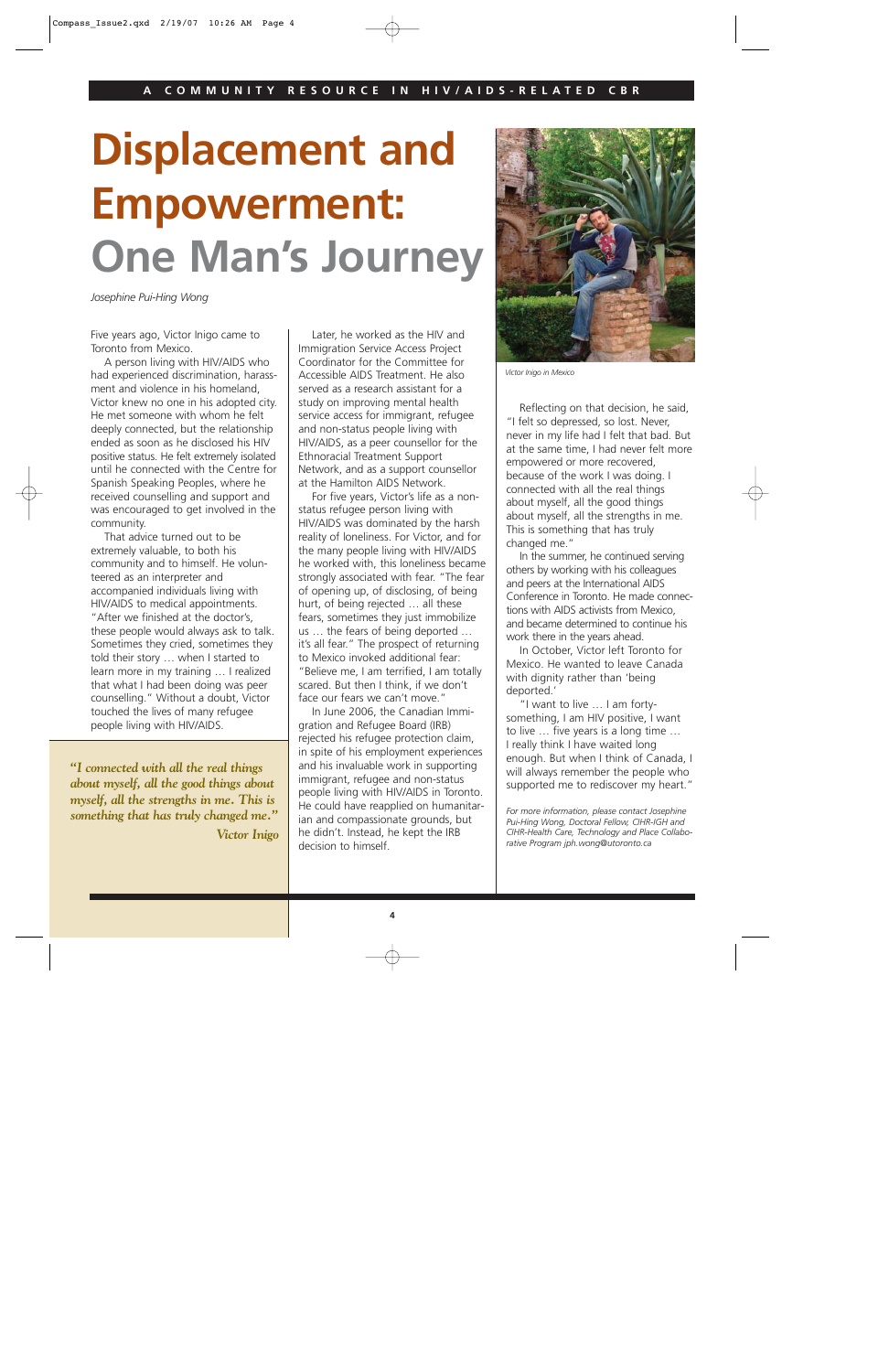# Displacement and Empowerment: One Man's Journey

*Josephine Pui-Hing Wong*

Five years ago, Victor Inigo came to Toronto from Mexico.

A person living with HIV/AIDS who had experienced discrimination, harassment and violence in his homeland, Victor knew no one in his adopted city. He met someone with whom he felt deeply connected, but the relationship ended as soon as he disclosed his HIV positive status. He felt extremely isolated until he connected with the Centre for Spanish Speaking Peoples, where he received counselling and support and was encouraged to get involved in the community.

That advice turned out to be extremely valuable, to both his community and to himself. He volunteered as an interpreter and accompanied individuals living with HIV/AIDS to medical appointments. "After we finished at the doctor's, these people would always ask to talk. Sometimes they cried, sometimes they told their story … when I started to learn more in my training … I realized that what I had been doing was peer counselling." Without a doubt, Victor touched the lives of many refugee people living with HIV/AIDS.

> ***"I connected with all the real things about myself, all the good things about myself, all the strengths in me. This is something that has truly changed me."***
> ***Victor Inigo***

Later, he worked as the HIV and Immigration Service Access Project Coordinator for the Committee for Accessible AIDS Treatment. He also served as a research assistant for a study on improving mental health service access for immigrant, refugee and non-status people living with HIV/AIDS, as a peer counsellor for the Ethnoracial Treatment Support Network, and as a support counsellor at the Hamilton AIDS Network.

For five years, Victor's life as a non-status refugee person living with HIV/AIDS was dominated by the harsh reality of loneliness. For Victor, and for the many people living with HIV/AIDS he worked with, this loneliness became strongly associated with fear. "The fear of opening up, of disclosing, of being hurt, of being rejected … all these fears, sometimes they just immobilize us … the fears of being deported … it's all fear." The prospect of returning to Mexico invoked additional fear: "Believe me, I am terrified, I am totally scared. But then I think, if we don't face our fears we can't move."

In June 2006, the Canadian Immigration and Refugee Board (IRB) rejected his refugee protection claim, in spite of his employment experiences and his invaluable work in supporting immigrant, refugee and non-status people living with HIV/AIDS in Toronto. He could have reapplied on humanitarian and compassionate grounds, but he didn't. Instead, he kept the IRB decision to himself.

*Victor Inigo in Mexico*

Reflecting on that decision, he said, "I felt so depressed, so lost. Never, never in my life had I felt that bad. But at the same time, I had never felt more empowered or more recovered, because of the work I was doing. I connected with all the real things about myself, all the good things about myself, all the strengths in me. This is something that has truly changed me."

In the summer, he continued serving others by working with his colleagues and peers at the International AIDS Conference in Toronto. He made connections with AIDS activists from Mexico, and became determined to continue his work there in the years ahead.

In October, Victor left Toronto for Mexico. He wanted to leave Canada with dignity rather than 'being deported.'

"I want to live … I am forty-something, I am HIV positive, I want to live … five years is a long time … I really think I have waited long enough. But when I think of Canada, I will always remember the people who supported me to rediscover my heart."

*For more information, please contact Josephine Pui-Hing Wong, Doctoral Fellow, CIHR-IGH and CIHR-Health Care, Technology and Place Collaborative Program jph.wong@utoronto.ca*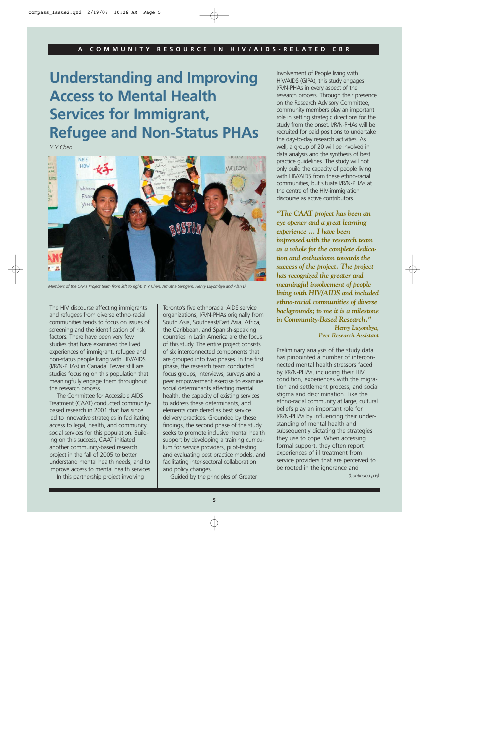# Understanding and Improving Access to Mental Health Services for Immigrant, Refugee and Non-Status PHAs

*Y Y Chen*

*Members of the CAAT Project team from left to right: Y Y Chen, Amutha Samgam, Henry Luyombya and Alan Li.*

The HIV discourse affecting immigrants and refugees from diverse ethno-racial communities tends to focus on issues of screening and the identification of risk factors. There have been very few studies that have examined the lived experiences of immigrant, refugee and non-status people living with HIV/AIDS (I/R/N-PHAs) in Canada. Fewer still are studies focusing on this population that meaningfully engage them throughout the research process.

The Committee for Accessible AIDS Treatment (CAAT) conducted community-based research in 2001 that has since led to innovative strategies in facilitating access to legal, health, and community social services for this population. Building on this success, CAAT initiated another community-based research project in the fall of 2005 to better understand mental health needs, and to improve access to mental health services.

In this partnership project involving Toronto's five ethnoracial AIDS service organizations, I/R/N-PHAs originally from South Asia, Southeast/East Asia, Africa, the Caribbean, and Spanish-speaking countries in Latin America are the focus of this study. The entire project consists of six interconnected components that are grouped into two phases. In the first phase, the research team conducted focus groups, interviews, surveys and a peer empowerment exercise to examine social determinants affecting mental health, the capacity of existing services to address these determinants, and elements considered as best service delivery practices. Grounded by these findings, the second phase of the study seeks to promote inclusive mental health support by developing a training curriculum for service providers, pilot-testing and evaluating best practice models, and facilitating inter-sectoral collaboration and policy changes.

Guided by the principles of Greater Involvement of People living with HIV/AIDS (GIPA), this study engages I/R/N-PHAs in every aspect of the research process. Through their presence on the Research Advisory Committee, community members play an important role in setting strategic directions for the study from the onset. I/R/N-PHAs will be recruited for paid positions to undertake the day-to-day research activities. As well, a group of 20 will be involved in data analysis and the synthesis of best practice guidelines. The study will not only build the capacity of people living with HIV/AIDS from these ethno-racial communities, but situate I/R/N-PHAs at the centre of the HIV-immigration discourse as active contributors.

> ***"The CAAT project has been an eye opener and a great learning experience ... I have been impressed with the research team as a whole for the complete dedication and enthusiasm towards the success of the project. The project has recognized the greater and meaningful involvement of people living with HIV/AIDS and included ethno-racial communities of diverse backgrounds; to me it is a milestone in Community-Based Research."***
>
> ***Henry Luyombya, Peer Research Assistant***

Preliminary analysis of the study data has pinpointed a number of interconnected mental health stressors faced by I/R/N-PHAs, including their HIV condition, experiences with the migration and settlement process, and social stigma and discrimination. Like the ethno-racial community at large, cultural beliefs play an important role for I/R/N-PHAs by influencing their understanding of mental health and subsequently dictating the strategies they use to cope. When accessing formal support, they often report experiences of ill treatment from service providers that are perceived to be rooted in the ignorance and

*(Continued p.6)*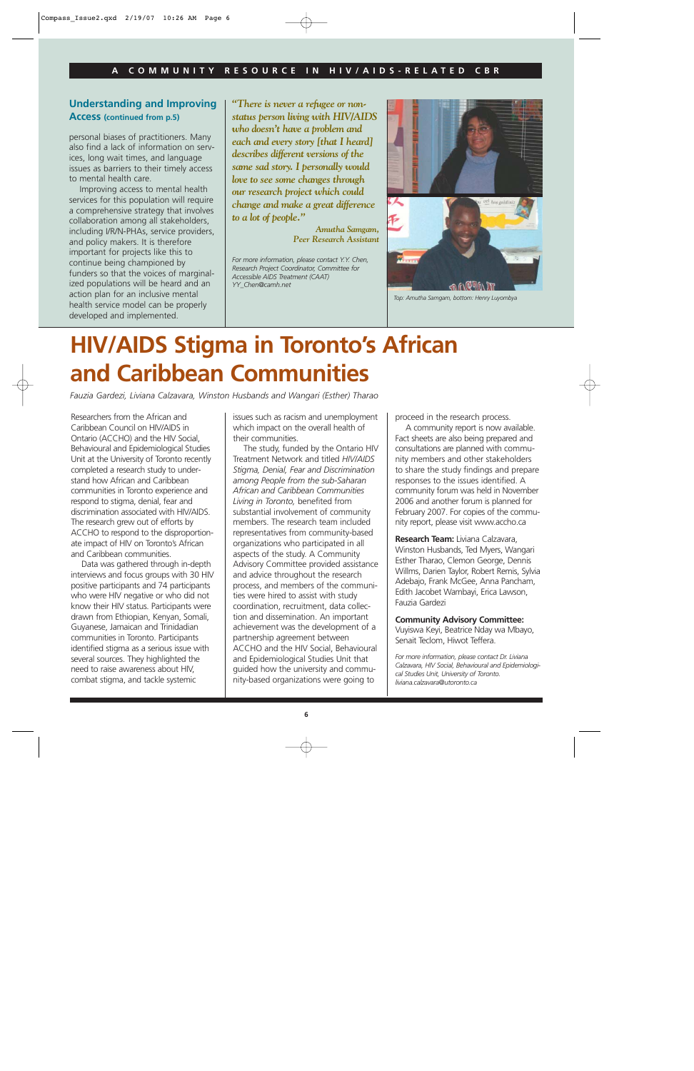## Understanding and Improving Access (continued from p.5)

personal biases of practitioners. Many also find a lack of information on services, long wait times, and language issues as barriers to their timely access to mental health care.

Improving access to mental health services for this population will require a comprehensive strategy that involves collaboration among all stakeholders, including I/R/N-PHAs, service providers, and policy makers. It is therefore important for projects like this to continue being championed by funders so that the voices of marginalized populations will be heard and an action plan for an inclusive mental health service model can be properly developed and implemented.

*"There is never a refugee or non-status person living with HIV/AIDS who doesn't have a problem and each and every story [that I heard] describes different versions of the same sad story. I personally would love to see some changes through our research project which could change and make a great difference to a lot of people."*

*Amutha Samgam, Peer Research Assistant*

*For more information, please contact Y.Y. Chen, Research Project Coordinator, Committee for Accessible AIDS Treatment (CAAT) YY_Chen@camh.net*

*Top: Amutha Samgam, bottom: Henry Luyombya*

# HIV/AIDS Stigma in Toronto's African and Caribbean Communities

*Fauzia Gardezi, Liviana Calzavara, Winston Husbands and Wangari (Esther) Tharao*

Researchers from the African and Caribbean Council on HIV/AIDS in Ontario (ACCHO) and the HIV Social, Behavioural and Epidemiological Studies Unit at the University of Toronto recently completed a research study to understand how African and Caribbean communities in Toronto experience and respond to stigma, denial, fear and discrimination associated with HIV/AIDS. The research grew out of efforts by ACCHO to respond to the disproportionate impact of HIV on Toronto's African and Caribbean communities.

Data was gathered through in-depth interviews and focus groups with 30 HIV positive participants and 74 participants who were HIV negative or who did not know their HIV status. Participants were drawn from Ethiopian, Kenyan, Somali, Guyanese, Jamaican and Trinidadian communities in Toronto. Participants identified stigma as a serious issue with several sources. They highlighted the need to raise awareness about HIV, combat stigma, and tackle systemic issues such as racism and unemployment which impact on the overall health of their communities.

The study, funded by the Ontario HIV Treatment Network and titled *HIV/AIDS Stigma, Denial, Fear and Discrimination among People from the sub-Saharan African and Caribbean Communities Living in Toronto,* benefited from substantial involvement of community members. The research team included representatives from community-based organizations who participated in all aspects of the study. A Community Advisory Committee provided assistance and advice throughout the research process, and members of the communities were hired to assist with study coordination, recruitment, data collection and dissemination. An important achievement was the development of a partnership agreement between ACCHO and the HIV Social, Behavioural and Epidemiological Studies Unit that guided how the university and community-based organizations were going to proceed in the research process.

A community report is now available. Fact sheets are also being prepared and consultations are planned with community members and other stakeholders to share the study findings and prepare responses to the issues identified. A community forum was held in November 2006 and another forum is planned for February 2007. For copies of the community report, please visit www.accho.ca

**Research Team:** Liviana Calzavara, Winston Husbands, Ted Myers, Wangari Esther Tharao, Clemon George, Dennis Willms, Darien Taylor, Robert Remis, Sylvia Adebajo, Frank McGee, Anna Pancham, Edith Jacobet Wambayi, Erica Lawson, Fauzia Gardezi

**Community Advisory Committee:** Vuyiswa Keyi, Beatrice Nday wa Mbayo, Senait Teclom, Hiwot Teffera.

*For more information, please contact Dr. Liviana Calzavara, HIV Social, Behavioural and Epidemiological Studies Unit, University of Toronto. liviana.calzavara@utoronto.ca*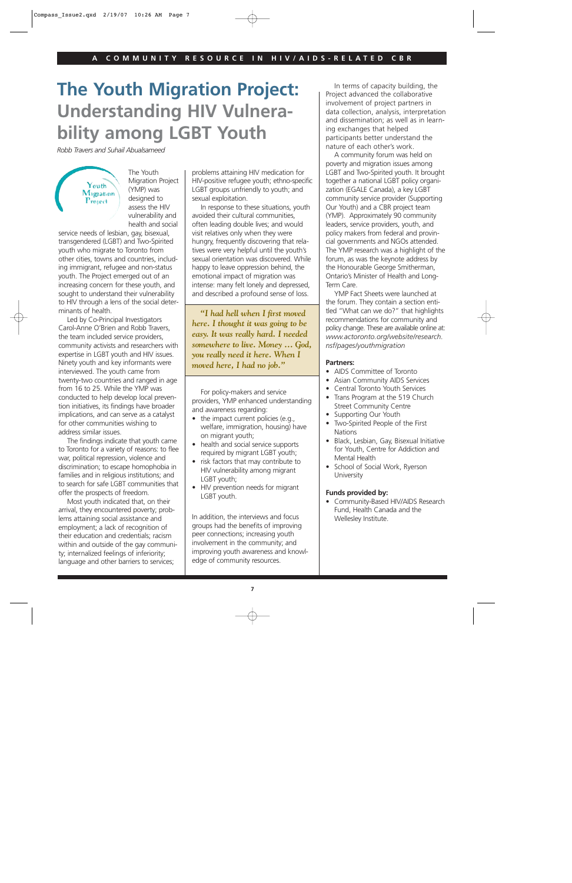# The Youth Migration Project: Understanding HIV Vulnerability among LGBT Youth

*Robb Travers and Suhail Abualsameed*

The Youth Migration Project (YMP) was designed to assess the HIV vulnerability and health and social service needs of lesbian, gay, bisexual, transgendered (LGBT) and Two-Spirited youth who migrate to Toronto from other cities, towns and countries, including immigrant, refugee and non-status youth. The Project emerged out of an increasing concern for these youth, and sought to understand their vulnerability to HIV through a lens of the social determinants of health.

Led by Co-Principal Investigators Carol-Anne O'Brien and Robb Travers, the team included service providers, community activists and researchers with expertise in LGBT youth and HIV issues. Ninety youth and key informants were interviewed. The youth came from twenty-two countries and ranged in age from 16 to 25. While the YMP was conducted to help develop local prevention initiatives, its findings have broader implications, and can serve as a catalyst for other communities wishing to address similar issues.

The findings indicate that youth came to Toronto for a variety of reasons: to flee war, political repression, violence and discrimination; to escape homophobia in families and in religious institutions; and to search for safe LGBT communities that offer the prospects of freedom.

Most youth indicated that, on their arrival, they encountered poverty; problems attaining social assistance and employment; a lack of recognition of their education and credentials; racism within and outside of the gay community; internalized feelings of inferiority; language and other barriers to services; problems attaining HIV medication for HIV-positive refugee youth; ethno-specific LGBT groups unfriendly to youth; and sexual exploitation.

In response to these situations, youth avoided their cultural communities, often leading double lives; and would visit relatives only when they were hungry, frequently discovering that relatives were very helpful until the youth's sexual orientation was discovered. While happy to leave oppression behind, the emotional impact of migration was intense: many felt lonely and depressed, and described a profound sense of loss.

> ***"I had hell when I first moved here. I thought it was going to be easy. It was really hard. I needed somewhere to live. Money … God, you really need it here. When I moved here, I had no job."***

For policy-makers and service providers, YMP enhanced understanding and awareness regarding:

- the impact current policies (e.g., welfare, immigration, housing) have on migrant youth;
- health and social service supports required by migrant LGBT youth;
- risk factors that may contribute to HIV vulnerability among migrant LGBT youth;
- HIV prevention needs for migrant LGBT youth.

In addition, the interviews and focus groups had the benefits of improving peer connections; increasing youth involvement in the community; and improving youth awareness and knowledge of community resources.

In terms of capacity building, the Project advanced the collaborative involvement of project partners in data collection, analysis, interpretation and dissemination; as well as in learning exchanges that helped participants better understand the nature of each other's work.

A community forum was held on poverty and migration issues among LGBT and Two-Spirited youth. It brought together a national LGBT policy organization (EGALE Canada), a key LGBT community service provider (Supporting Our Youth) and a CBR project team (YMP). Approximately 90 community leaders, service providers, youth, and policy makers from federal and provincial governments and NGOs attended. The YMP research was a highlight of the forum, as was the keynote address by the Honourable George Smitherman, Ontario's Minister of Health and Long-Term Care.

YMP Fact Sheets were launched at the forum. They contain a section entitled "What can we do?" that highlights recommendations for community and policy change. These are available online at: *www.actoronto.org/website/research.nsf/pages/youthmigration*

**Partners:**

- AIDS Committee of Toronto
- Asian Community AIDS Services
- Central Toronto Youth Services
- Trans Program at the 519 Church Street Community Centre
- Supporting Our Youth
- Two-Spirited People of the First Nations
- Black, Lesbian, Gay, Bisexual Initiative for Youth, Centre for Addiction and Mental Health
- School of Social Work, Ryerson University

**Funds provided by:**

- Community-Based HIV/AIDS Research Fund, Health Canada and the Wellesley Institute.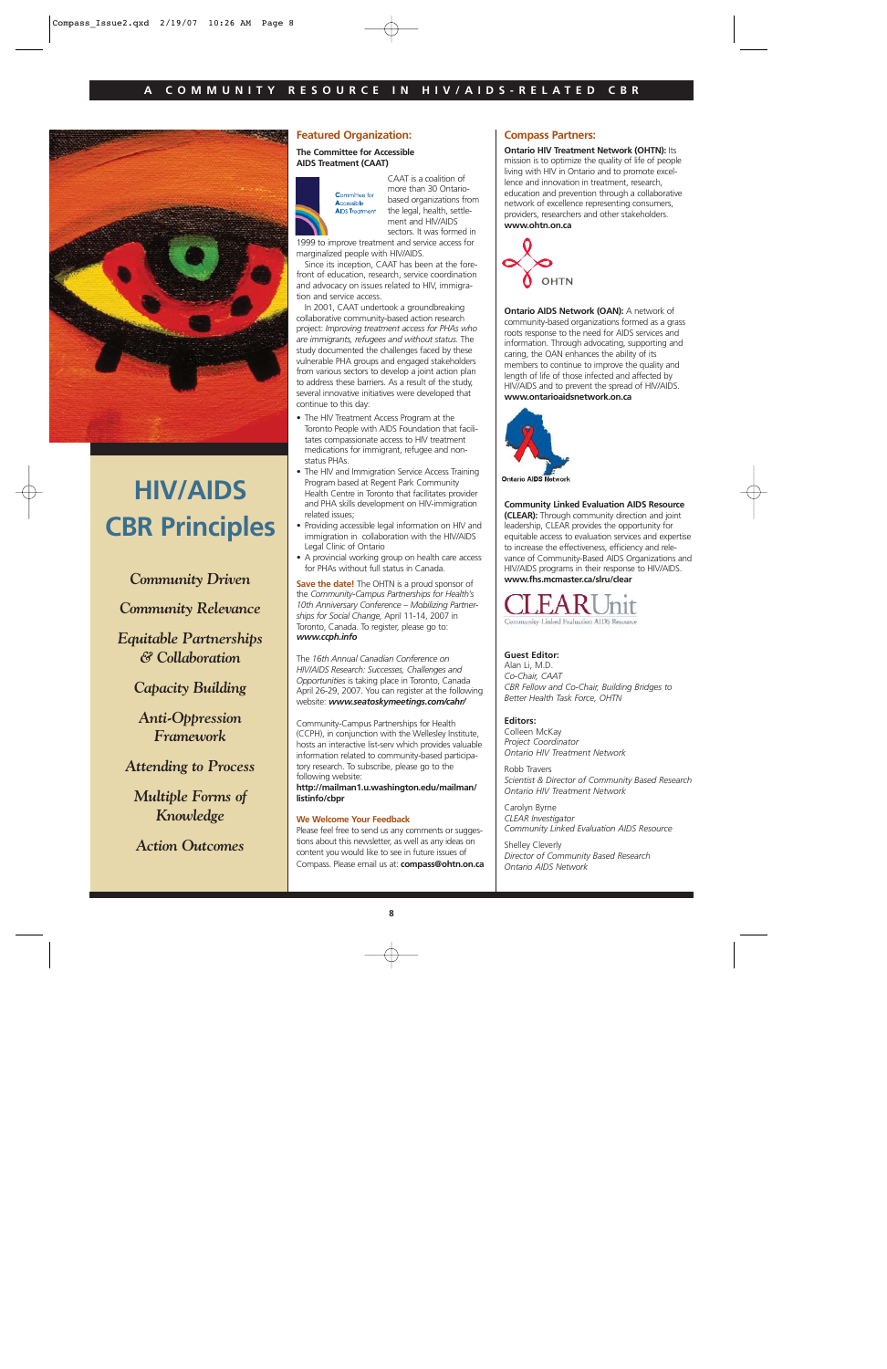## HIV/AIDS CBR Principles

*Community Driven*

*Community Relevance*

*Equitable Partnerships & Collaboration*

*Capacity Building*

*Anti-Oppression Framework*

*Attending to Process*

*Multiple Forms of Knowledge*

*Action Outcomes*

## Featured Organization:

### The Committee for Accessible AIDS Treatment (CAAT)

CAAT is a coalition of more than 30 Ontario-based organizations from the legal, health, settlement and HIV/AIDS sectors. It was formed in 1999 to improve treatment and service access for marginalized people with HIV/AIDS.

Since its inception, CAAT has been at the forefront of education, research, service coordination and advocacy on issues related to HIV, immigration and service access.

In 2001, CAAT undertook a groundbreaking collaborative community-based action research project: *Improving treatment access for PHAs who are immigrants, refugees and without status.* The study documented the challenges faced by these vulnerable PHA groups and engaged stakeholders from various sectors to develop a joint action plan to address these barriers. As a result of the study, several innovative initiatives were developed that continue to this day:

- The HIV Treatment Access Program at the Toronto People with AIDS Foundation that facilitates compassionate access to HIV treatment medications for immigrant, refugee and non-status PHAs.
- The HIV and Immigration Service Access Training Program based at Regent Park Community Health Centre in Toronto that facilitates provider and PHA skills development on HIV-immigration related issues;
- Providing accessible legal information on HIV and immigration in collaboration with the HIV/AIDS Legal Clinic of Ontario
- A provincial working group on health care access for PHAs without full status in Canada.

**Save the date!** The OHTN is a proud sponsor of the *Community-Campus Partnerships for Health's 10th Anniversary Conference – Mobilizing Partnerships for Social Change,* April 11-14, 2007 in Toronto, Canada. To register, please go to: ***www.ccph.info***

The *16th Annual Canadian Conference on HIV/AIDS Research: Successes, Challenges and Opportunities* is taking place in Toronto, Canada April 26-29, 2007. You can register at the following website: ***www.seatoskymeetings.com/cahr/***

Community-Campus Partnerships for Health (CCPH), in conjunction with the Wellesley Institute, hosts an interactive list-serv which provides valuable information related to community-based participatory research. To subscribe, please go to the following website:
**http://mailman1.u.washington.edu/mailman/listinfo/cbpr**

**We Welcome Your Feedback**

Please feel free to send us any comments or suggestions about this newsletter, as well as any ideas on content you would like to see in future issues of Compass. Please email us at: **compass@ohtn.on.ca**

## Compass Partners:

**Ontario HIV Treatment Network (OHTN):** Its mission is to optimize the quality of life of people living with HIV in Ontario and to promote excellence in innovation in treatment, research, education and prevention through a collaborative network of excellence representing consumers, providers, researchers and other stakeholders.
**www.ohtn.on.ca**

**Ontario AIDS Network (OAN):** A network of community-based organizations formed as a grass roots response to the need for AIDS services and information. Through advocating, supporting and caring, the OAN enhances the ability of its members to continue to improve the quality and length of life of those infected and affected by HIV/AIDS and to prevent the spread of HIV/AIDS.
**www.ontarioaidsnetwork.on.ca**

**Community Linked Evaluation AIDS Resource (CLEAR):** Through community direction and joint leadership, CLEAR provides the opportunity for equitable access to evaluation services and expertise to increase the effectiveness, efficiency and relevance of Community-Based AIDS Organizations and HIV/AIDS programs in their response to HIV/AIDS.
**www.fhs.mcmaster.ca/slru/clear**

**Guest Editor:**
Alan Li, M.D.
*Co-Chair, CAAT*
*CBR Fellow and Co-Chair, Building Bridges to Better Health Task Force, OHTN*

**Editors:**
Colleen McKay
*Project Coordinator*
*Ontario HIV Treatment Network*

Robb Travers
*Scientist & Director of Community Based Research*
*Ontario HIV Treatment Network*

Carolyn Byrne
*CLEAR Investigator*
*Community Linked Evaluation AIDS Resource*

Shelley Cleverly
*Director of Community Based Research*
*Ontario AIDS Network*